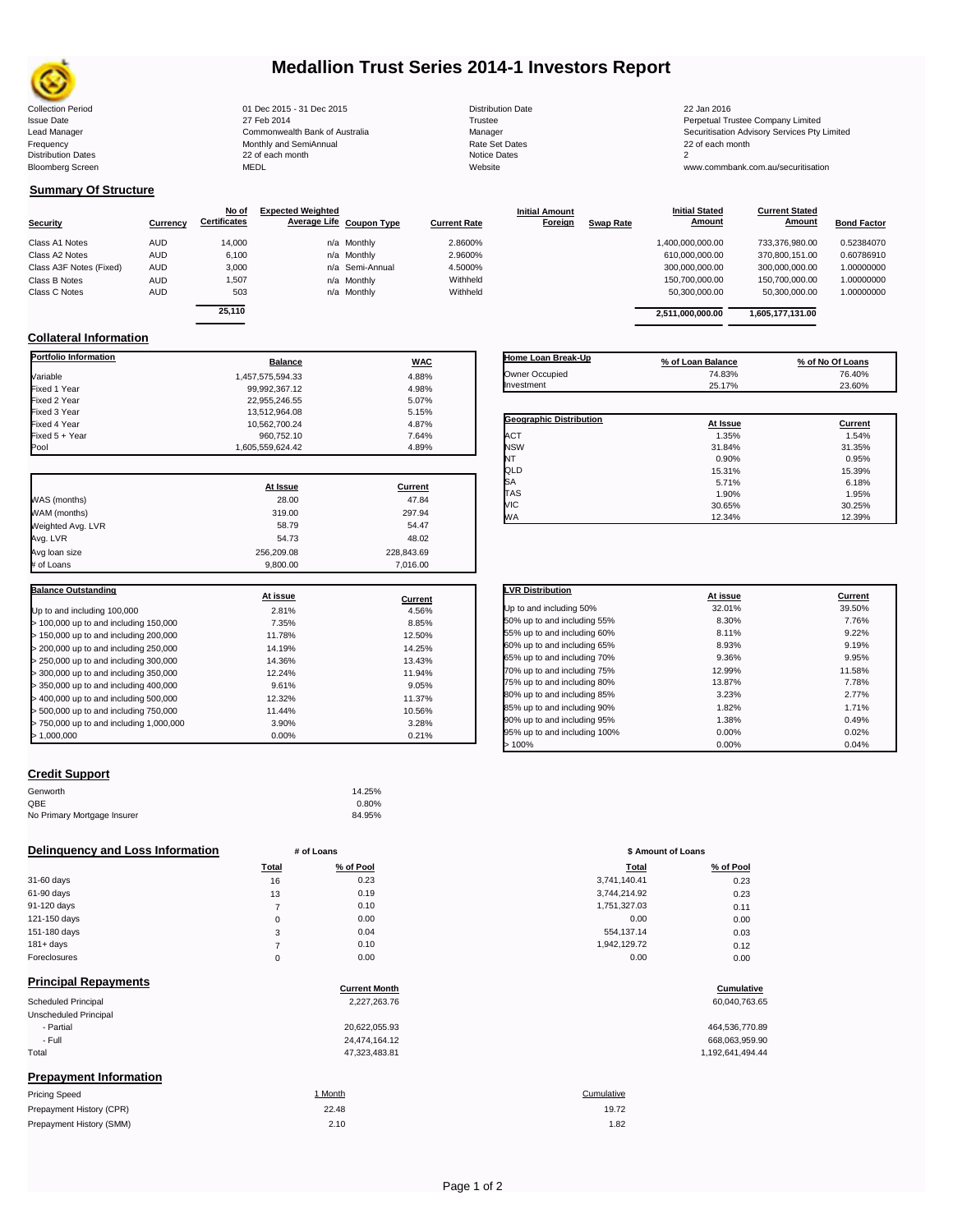# Medallion Trust Series 2014-1 Investors Report

| | | | |
|---|---|---|---|
| Collection Period | 01 Dec 2015 - 31 Dec 2015 | Distribution Date | 22 Jan 2016 |
| Issue Date | 27 Feb 2014 | Trustee | Perpetual Trustee Company Limited |
| Lead Manager | Commonwealth Bank of Australia | Manager | Securitisation Advisory Services Pty Limited |
| Frequency | Monthly and SemiAnnual | Rate Set Dates | 22 of each month |
| Distribution Dates | 22 of each month | Notice Dates | 2 |
| Bloomberg Screen | MEDL | Website | www.commbank.com.au/securitisation |

## Summary Of Structure

| Security | Currency | No of Certificates | Expected Weighted Average Life | Coupon Type | Current Rate | Initial Amount Foreign | Swap Rate | Initial Stated Amount | Current Stated Amount | Bond Factor |
|---|---|---|---|---|---|---|---|---|---|---|
| Class A1 Notes | AUD | 14,000 | n/a | Monthly | 2.8600% | | | 1,400,000,000.00 | 733,376,980.00 | 0.52384070 |
| Class A2 Notes | AUD | 6,100 | n/a | Monthly | 2.9600% | | | 610,000,000.00 | 370,800,151.00 | 0.60786910 |
| Class A3F Notes (Fixed) | AUD | 3,000 | n/a | Semi-Annual | 4.5000% | | | 300,000,000.00 | 300,000,000.00 | 1.00000000 |
| Class B Notes | AUD | 1,507 | n/a | Monthly | Withheld | | | 150,700,000.00 | 150,700,000.00 | 1.00000000 |
| Class C Notes | AUD | 503 | n/a | Monthly | Withheld | | | 50,300,000.00 | 50,300,000.00 | 1.00000000 |
| | | 25,110 | | | | | | 2,511,000,000.00 | 1,605,177,131.00 | |

## Collateral Information

| Portfolio Information | Balance | WAC |
|---|---|---|
| Variable | 1,457,575,594.33 | 4.88% |
| Fixed 1 Year | 99,992,367.12 | 4.98% |
| Fixed 2 Year | 22,955,246.55 | 5.07% |
| Fixed 3 Year | 13,512,964.08 | 5.15% |
| Fixed 4 Year | 10,562,700.24 | 4.87% |
| Fixed 5 + Year | 960,752.10 | 7.64% |
| Pool | 1,605,559,624.42 | 4.89% |

| | At Issue | Current |
|---|---|---|
| WAS (months) | 28.00 | 47.84 |
| WAM (months) | 319.00 | 297.94 |
| Weighted Avg. LVR | 58.79 | 54.47 |
| Avg. LVR | 54.73 | 48.02 |
| Avg loan size | 256,209.08 | 228,843.69 |
| # of Loans | 9,800.00 | 7,016.00 |

| Balance Outstanding | At issue | Current |
|---|---|---|
| Up to and including 100,000 | 2.81% | 4.56% |
| > 100,000 up to and including 150,000 | 7.35% | 8.85% |
| > 150,000 up to and including 200,000 | 11.78% | 12.50% |
| > 200,000 up to and including 250,000 | 14.19% | 14.25% |
| > 250,000 up to and including 300,000 | 14.36% | 13.43% |
| > 300,000 up to and including 350,000 | 12.24% | 11.94% |
| > 350,000 up to and including 400,000 | 9.61% | 9.05% |
| > 400,000 up to and including 500,000 | 12.32% | 11.37% |
| > 500,000 up to and including 750,000 | 11.44% | 10.56% |
| > 750,000 up to and including 1,000,000 | 3.90% | 3.28% |
| > 1,000,000 | 0.00% | 0.21% |

| Home Loan Break-Up | % of Loan Balance | % of No Of Loans |
|---|---|---|
| Owner Occupied | 74.83% | 76.40% |
| Investment | 25.17% | 23.60% |

| Geographic Distribution | At Issue | Current |
|---|---|---|
| ACT | 1.35% | 1.54% |
| NSW | 31.84% | 31.35% |
| NT | 0.90% | 0.95% |
| QLD | 15.31% | 15.39% |
| SA | 5.71% | 6.18% |
| TAS | 1.90% | 1.95% |
| VIC | 30.65% | 30.25% |
| WA | 12.34% | 12.39% |

| LVR Distribution | At issue | Current |
|---|---|---|
| Up to and including 50% | 32.01% | 39.50% |
| 50% up to and including 55% | 8.30% | 7.76% |
| 55% up to and including 60% | 8.11% | 9.22% |
| 60% up to and including 65% | 8.93% | 9.19% |
| 65% up to and including 70% | 9.36% | 9.95% |
| 70% up to and including 75% | 12.99% | 11.58% |
| 75% up to and including 80% | 13.87% | 7.78% |
| 80% up to and including 85% | 3.23% | 2.77% |
| 85% up to and including 90% | 1.82% | 1.71% |
| 90% up to and including 95% | 1.38% | 0.49% |
| 95% up to and including 100% | 0.00% | 0.02% |
| > 100% | 0.00% | 0.04% |

## Credit Support

| | |
|---|---|
| Genworth | 14.25% |
| QBE | 0.80% |
| No Primary Mortgage Insurer | 84.95% |

## Delinquency and Loss Information

| | # of Loans Total | # of Loans % of Pool | $ Amount of Loans Total | $ Amount of Loans % of Pool |
|---|---|---|---|---|
| 31-60 days | 16 | 0.23 | 3,741,140.41 | 0.23 |
| 61-90 days | 13 | 0.19 | 3,744,214.92 | 0.23 |
| 91-120 days | 7 | 0.10 | 1,751,327.03 | 0.11 |
| 121-150 days | 0 | 0.00 | 0.00 | 0.00 |
| 151-180 days | 3 | 0.04 | 554,137.14 | 0.03 |
| 181+ days | 7 | 0.10 | 1,942,129.72 | 0.12 |
| Foreclosures | 0 | 0.00 | 0.00 | 0.00 |

## Principal Repayments

| | Current Month | Cumulative |
|---|---|---|
| Scheduled Principal | 2,227,263.76 | 60,040,763.65 |
| Unscheduled Principal | | |
| - Partial | 20,622,055.93 | 464,536,770.89 |
| - Full | 24,474,164.12 | 668,063,959.90 |
| Total | 47,323,483.81 | 1,192,641,494.44 |

## Prepayment Information

| Pricing Speed | 1 Month | Cumulative |
|---|---|---|
| Prepayment History (CPR) | 22.48 | 19.72 |
| Prepayment History (SMM) | 2.10 | 1.82 |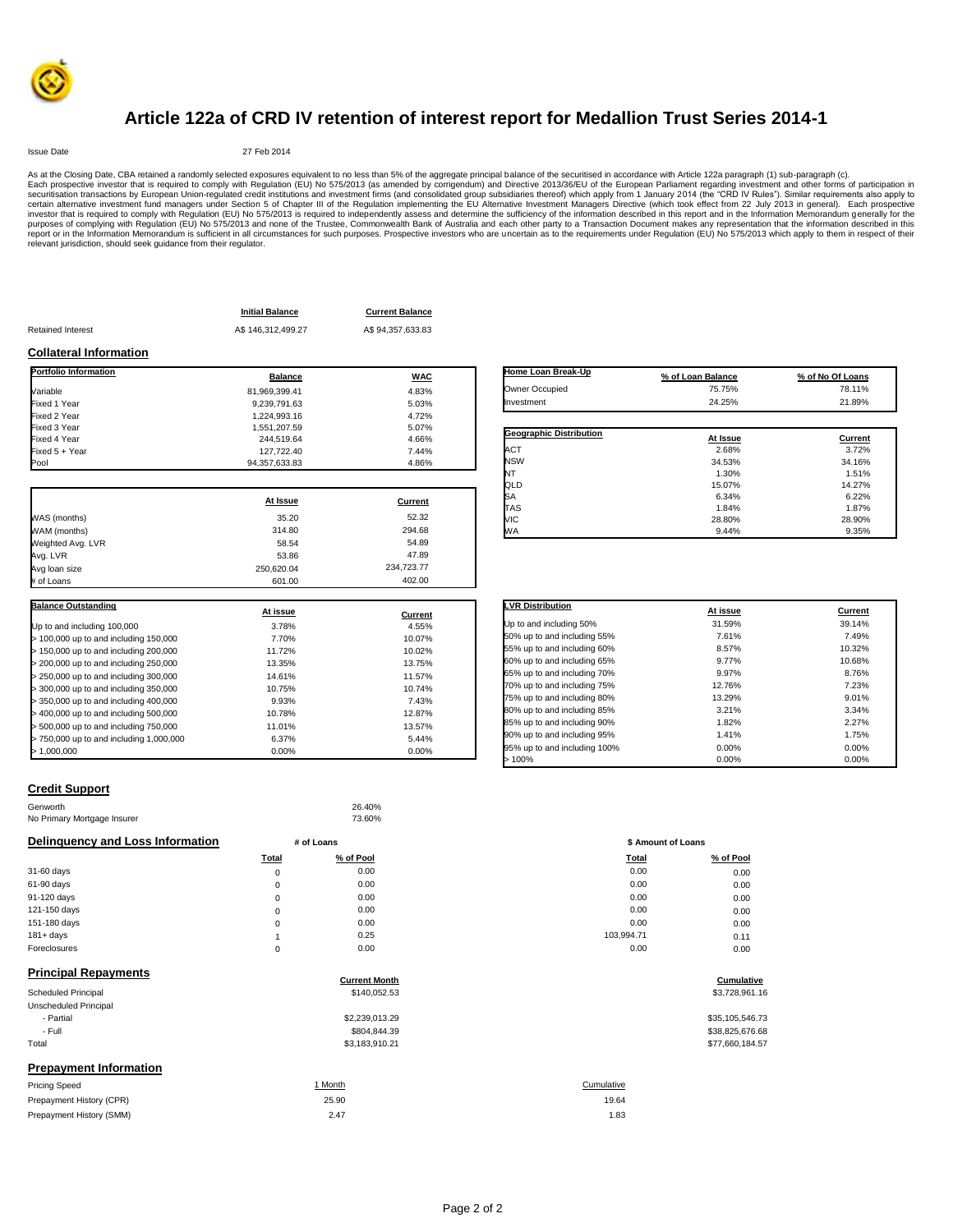# Article 122a of CRD IV retention of interest report for Medallion Trust Series 2014-1

Issue Date 27 Feb 2014

As at the Closing Date, CBA retained a randomly selected exposures equivalent to no less than 5% of the aggregate principal balance of the securitised in accordance with Article 122a paragraph (1) sub-paragraph (c). Each prospective investor that is required to comply with Regulation (EU) No 575/2013 (as amended by corrigendum) and Directive 2013/36/EU of the European Parliament regarding investment and other forms of participation in securitisation transactions by European Union-regulated credit institutions and investment firms (and consolidated group subsidiaries thereof) which apply from 1 January 2014 (the "CRD IV Rules"). Similar requirements also apply to certain alternative investment fund managers under Section 5 of Chapter III of the Regulation implementing the EU Alternative Investment Managers Directive (which took effect from 22 July 2013 in general). Each prospective investor that is required to comply with Regulation (EU) No 575/2013 is required to independently assess and determine the sufficiency of the information described in this report and in the Information Memorandum generally for the purposes of complying with Regulation (EU) No 575/2013 and none of the Trustee, Commonwealth Bank of Australia and each other party to a Transaction Document makes any representation that the information described in this report or in the Information Memorandum is sufficient in all circumstances for such purposes. Prospective investors who are uncertain as to the requirements under Regulation (EU) No 575/2013 which apply to them in respect of their relevant jurisdiction, should seek guidance from their regulator.

| | Initial Balance | Current Balance |
|---|---|---|
| Retained Interest | A$ 146,312,499.27 | A$ 94,357,633.83 |

## Collateral Information

| Portfolio Information | Balance | WAC |
|---|---|---|
| Variable | 81,969,399.41 | 4.83% |
| Fixed 1 Year | 9,239,791.63 | 5.03% |
| Fixed 2 Year | 1,224,993.16 | 4.72% |
| Fixed 3 Year | 1,551,207.59 | 5.07% |
| Fixed 4 Year | 244,519.64 | 4.66% |
| Fixed 5 + Year | 127,722.40 | 7.44% |
| Pool | 94,357,633.83 | 4.86% |

| | At Issue | Current |
|---|---|---|
| WAS (months) | 35.20 | 52.32 |
| WAM (months) | 314.80 | 294.68 |
| Weighted Avg. LVR | 58.54 | 54.89 |
| Avg. LVR | 53.86 | 47.89 |
| Avg loan size | 250,620.04 | 234,723.77 |
| # of Loans | 601.00 | 402.00 |

| Balance Outstanding | At issue | Current |
|---|---|---|
| Up to and including 100,000 | 3.78% | 4.55% |
| > 100,000 up to and including 150,000 | 7.70% | 10.07% |
| > 150,000 up to and including 200,000 | 11.72% | 10.02% |
| > 200,000 up to and including 250,000 | 13.35% | 13.75% |
| > 250,000 up to and including 300,000 | 14.61% | 11.57% |
| > 300,000 up to and including 350,000 | 10.75% | 10.74% |
| > 350,000 up to and including 400,000 | 9.93% | 7.43% |
| > 400,000 up to and including 500,000 | 10.78% | 12.87% |
| > 500,000 up to and including 750,000 | 11.01% | 13.57% |
| > 750,000 up to and including 1,000,000 | 6.37% | 5.44% |
| > 1,000,000 | 0.00% | 0.00% |

| Home Loan Break-Up | % of Loan Balance | % of No Of Loans |
|---|---|---|
| Owner Occupied | 75.75% | 78.11% |
| Investment | 24.25% | 21.89% |

| Geographic Distribution | At Issue | Current |
|---|---|---|
| ACT | 2.68% | 3.72% |
| NSW | 34.53% | 34.16% |
| NT | 1.30% | 1.51% |
| QLD | 15.07% | 14.27% |
| SA | 6.34% | 6.22% |
| TAS | 1.84% | 1.87% |
| VIC | 28.80% | 28.90% |
| WA | 9.44% | 9.35% |

| LVR Distribution | At issue | Current |
|---|---|---|
| Up to and including 50% | 31.59% | 39.14% |
| 50% up to and including 55% | 7.61% | 7.49% |
| 55% up to and including 60% | 8.57% | 10.32% |
| 60% up to and including 65% | 9.77% | 10.68% |
| 65% up to and including 70% | 9.97% | 8.76% |
| 70% up to and including 75% | 12.76% | 7.23% |
| 75% up to and including 80% | 13.29% | 9.01% |
| 80% up to and including 85% | 3.21% | 3.34% |
| 85% up to and including 90% | 1.82% | 2.27% |
| 90% up to and including 95% | 1.41% | 1.75% |
| 95% up to and including 100% | 0.00% | 0.00% |
| > 100% | 0.00% | 0.00% |

## Credit Support

| | |
|---|---|
| Genworth | 26.40% |
| No Primary Mortgage Insurer | 73.60% |

## Delinquency and Loss Information

| | # of Loans | | $ Amount of Loans | |
|---|---|---|---|---|
| | Total | % of Pool | Total | % of Pool |
| 31-60 days | 0 | 0.00 | 0.00 | 0.00 |
| 61-90 days | 0 | 0.00 | 0.00 | 0.00 |
| 91-120 days | 0 | 0.00 | 0.00 | 0.00 |
| 121-150 days | 0 | 0.00 | 0.00 | 0.00 |
| 151-180 days | 0 | 0.00 | 0.00 | 0.00 |
| 181+ days | 1 | 0.25 | 103,994.71 | 0.11 |
| Foreclosures | 0 | 0.00 | 0.00 | 0.00 |

## Principal Repayments

| | Current Month | Cumulative |
|---|---|---|
| Scheduled Principal | $140,052.53 | $3,728,961.16 |
| Unscheduled Principal | | |
| - Partial | $2,239,013.29 | $35,105,546.73 |
| - Full | $804,844.39 | $38,825,676.68 |
| Total | $3,183,910.21 | $77,660,184.57 |

## Prepayment Information

| Pricing Speed | 1 Month | Cumulative |
|---|---|---|
| Prepayment History (CPR) | 25.90 | 19.64 |
| Prepayment History (SMM) | 2.47 | 1.83 |